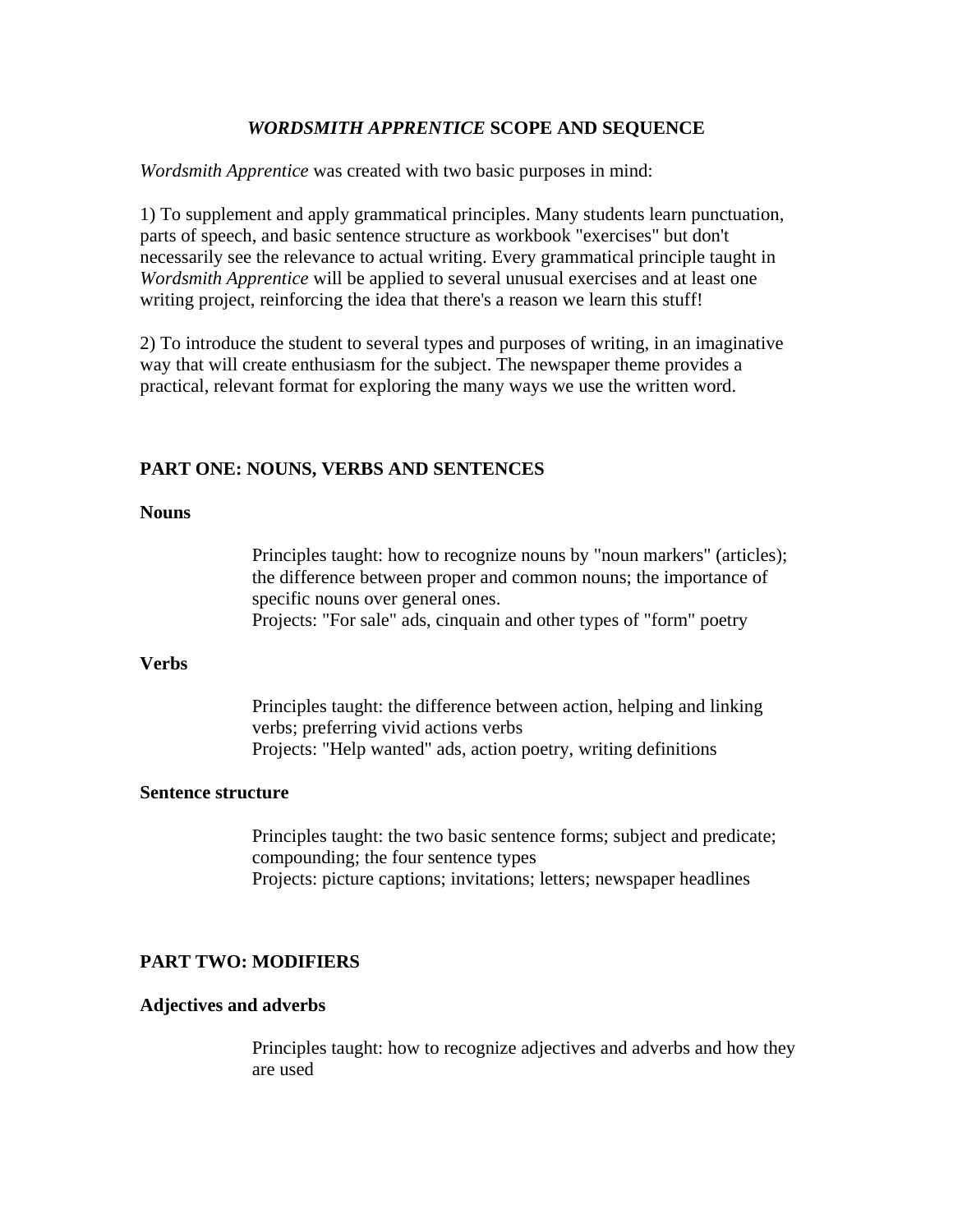# *WORDSMITH APPRENTICE* SCOPE AND SEQUENCE

*Wordsmith Apprentice* was created with two basic purposes in mind:

1) To supplement and apply grammatical principles. Many students learn punctuation, parts of speech, and basic sentence structure as workbook "exercises" but don't necessarily see the relevance to actual writing. Every grammatical principle taught in *Wordsmith Apprentice* will be applied to several unusual exercises and at least one writing project, reinforcing the idea that there's a reason we learn this stuff!

2) To introduce the student to several types and purposes of writing, in an imaginative way that will create enthusiasm for the subject. The newspaper theme provides a practical, relevant format for exploring the many ways we use the written word.

## PART ONE: NOUNS, VERBS AND SENTENCES

### Nouns

Principles taught: how to recognize nouns by "noun markers" (articles); the difference between proper and common nouns; the importance of specific nouns over general ones.
Projects: "For sale" ads, cinquain and other types of "form" poetry

### Verbs

Principles taught: the difference between action, helping and linking verbs; preferring vivid actions verbs
Projects: "Help wanted" ads, action poetry, writing definitions

### Sentence structure

Principles taught: the two basic sentence forms; subject and predicate; compounding; the four sentence types
Projects: picture captions; invitations; letters; newspaper headlines

## PART TWO: MODIFIERS

### Adjectives and adverbs

Principles taught: how to recognize adjectives and adverbs and how they are used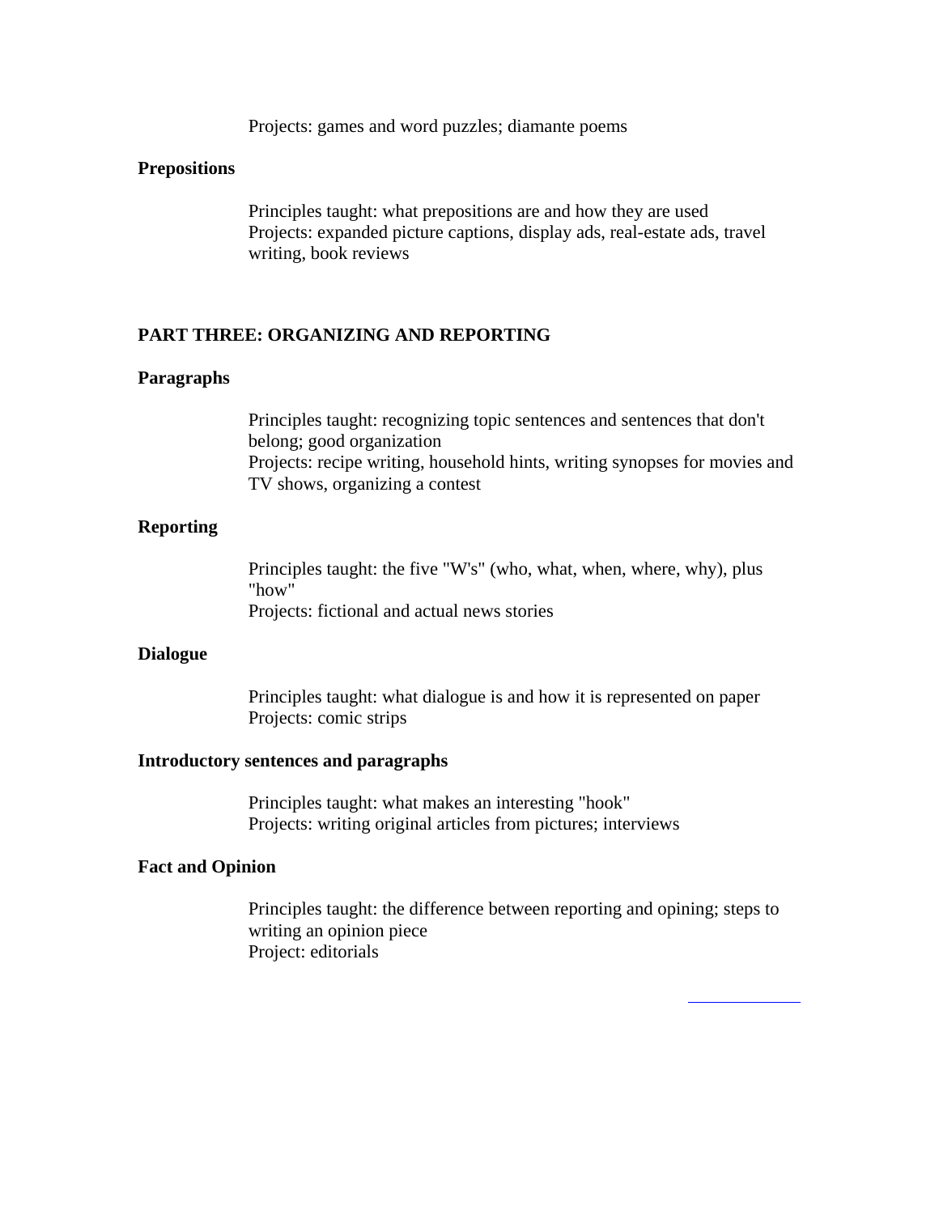Projects: games and word puzzles; diamante poems

**Prepositions**

Principles taught: what prepositions are and how they are used
Projects: expanded picture captions, display ads, real-estate ads, travel writing, book reviews

## PART THREE: ORGANIZING AND REPORTING

**Paragraphs**

Principles taught: recognizing topic sentences and sentences that don't belong; good organization
Projects: recipe writing, household hints, writing synopses for movies and TV shows, organizing a contest

**Reporting**

Principles taught: the five "W's" (who, what, when, where, why), plus "how"
Projects: fictional and actual news stories

**Dialogue**

Principles taught: what dialogue is and how it is represented on paper
Projects: comic strips

**Introductory sentences and paragraphs**

Principles taught: what makes an interesting "hook"
Projects: writing original articles from pictures; interviews

**Fact and Opinion**

Principles taught: the difference between reporting and opining; steps to writing an opinion piece
Project: editorials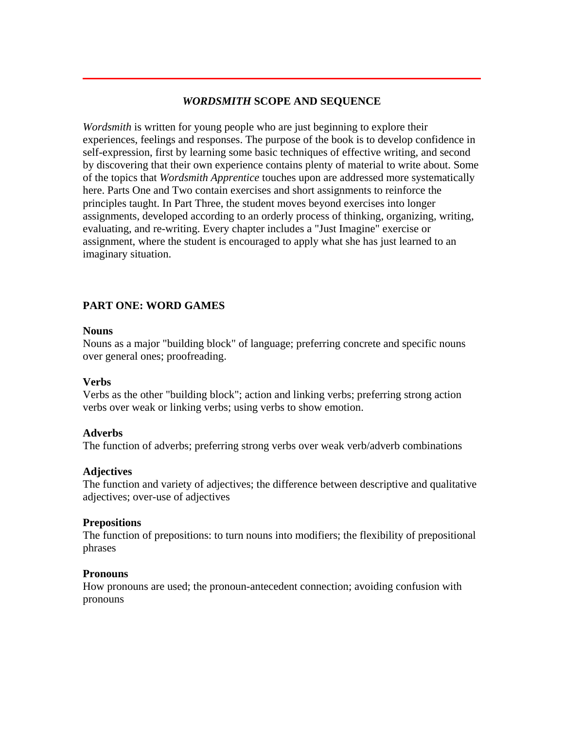## *WORDSMITH* SCOPE AND SEQUENCE

*Wordsmith* is written for young people who are just beginning to explore their experiences, feelings and responses. The purpose of the book is to develop confidence in self-expression, first by learning some basic techniques of effective writing, and second by discovering that their own experience contains plenty of material to write about. Some of the topics that *Wordsmith Apprentice* touches upon are addressed more systematically here. Parts One and Two contain exercises and short assignments to reinforce the principles taught. In Part Three, the student moves beyond exercises into longer assignments, developed according to an orderly process of thinking, organizing, writing, evaluating, and re-writing. Every chapter includes a "Just Imagine" exercise or assignment, where the student is encouraged to apply what she has just learned to an imaginary situation.

### PART ONE: WORD GAMES

**Nouns**
Nouns as a major "building block" of language; preferring concrete and specific nouns over general ones; proofreading.

**Verbs**
Verbs as the other "building block"; action and linking verbs; preferring strong action verbs over weak or linking verbs; using verbs to show emotion.

**Adverbs**
The function of adverbs; preferring strong verbs over weak verb/adverb combinations

**Adjectives**
The function and variety of adjectives; the difference between descriptive and qualitative adjectives; over-use of adjectives

**Prepositions**
The function of prepositions: to turn nouns into modifiers; the flexibility of prepositional phrases

**Pronouns**
How pronouns are used; the pronoun-antecedent connection; avoiding confusion with pronouns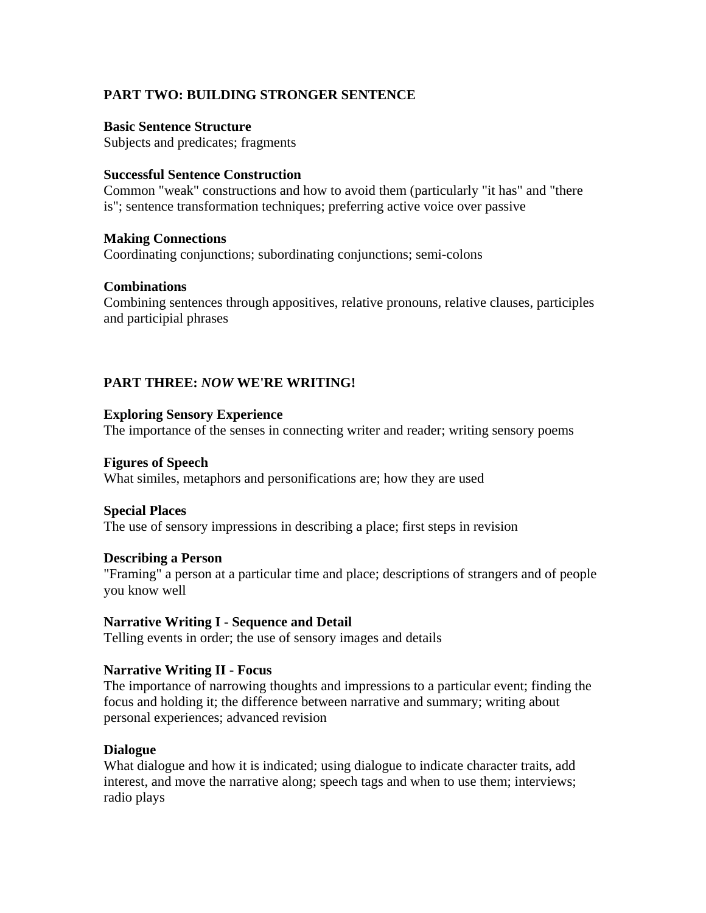## PART TWO: BUILDING STRONGER SENTENCE

**Basic Sentence Structure**
Subjects and predicates; fragments

**Successful Sentence Construction**
Common "weak" constructions and how to avoid them (particularly "it has" and "there is"; sentence transformation techniques; preferring active voice over passive

**Making Connections**
Coordinating conjunctions; subordinating conjunctions; semi-colons

**Combinations**
Combining sentences through appositives, relative pronouns, relative clauses, participles and participial phrases

## PART THREE: *NOW* WE'RE WRITING!

**Exploring Sensory Experience**
The importance of the senses in connecting writer and reader; writing sensory poems

**Figures of Speech**
What similes, metaphors and personifications are; how they are used

**Special Places**
The use of sensory impressions in describing a place; first steps in revision

**Describing a Person**
"Framing" a person at a particular time and place; descriptions of strangers and of people you know well

**Narrative Writing I - Sequence and Detail**
Telling events in order; the use of sensory images and details

**Narrative Writing II - Focus**
The importance of narrowing thoughts and impressions to a particular event; finding the focus and holding it; the difference between narrative and summary; writing about personal experiences; advanced revision

**Dialogue**
What dialogue and how it is indicated; using dialogue to indicate character traits, add interest, and move the narrative along; speech tags and when to use them; interviews; radio plays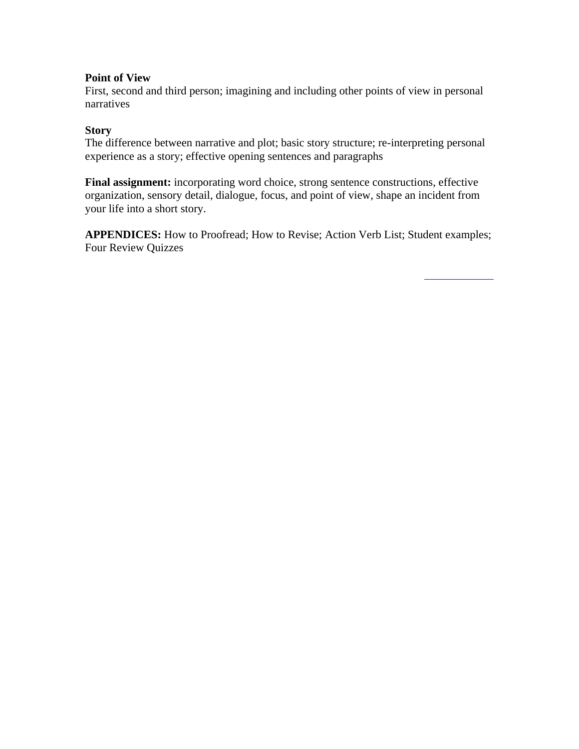**Point of View**
First, second and third person; imagining and including other points of view in personal narratives

**Story**
The difference between narrative and plot; basic story structure; re-interpreting personal experience as a story; effective opening sentences and paragraphs

**Final assignment:** incorporating word choice, strong sentence constructions, effective organization, sensory detail, dialogue, focus, and point of view, shape an incident from your life into a short story.

**APPENDICES:** How to Proofread; How to Revise; Action Verb List; Student examples; Four Review Quizzes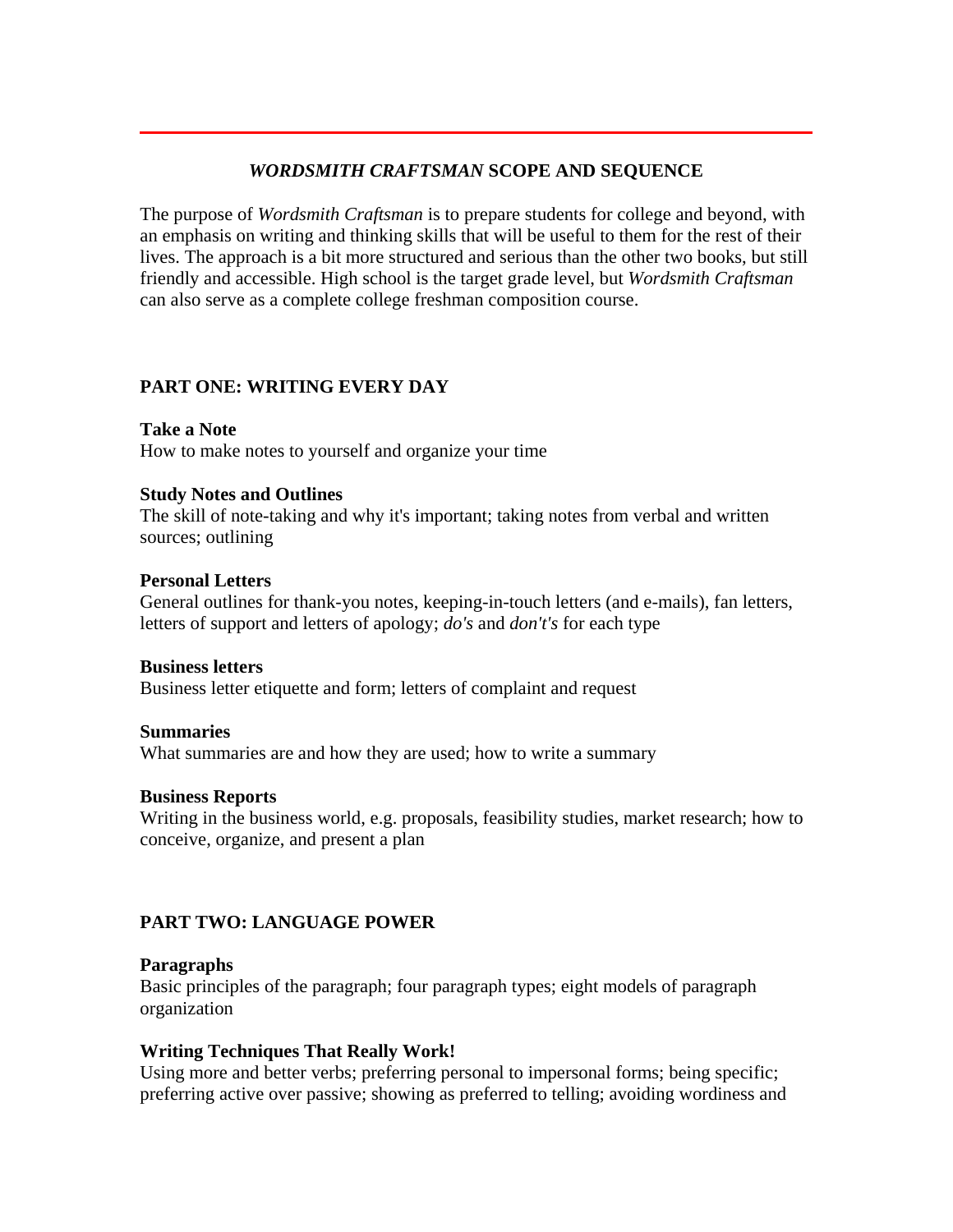---

## *WORDSMITH CRAFTSMAN* SCOPE AND SEQUENCE

The purpose of *Wordsmith Craftsman* is to prepare students for college and beyond, with an emphasis on writing and thinking skills that will be useful to them for the rest of their lives. The approach is a bit more structured and serious than the other two books, but still friendly and accessible. High school is the target grade level, but *Wordsmith Craftsman* can also serve as a complete college freshman composition course.

### PART ONE: WRITING EVERY DAY

**Take a Note**
How to make notes to yourself and organize your time

**Study Notes and Outlines**
The skill of note-taking and why it's important; taking notes from verbal and written sources; outlining

**Personal Letters**
General outlines for thank-you notes, keeping-in-touch letters (and e-mails), fan letters, letters of support and letters of apology; *do's* and *don't's* for each type

**Business letters**
Business letter etiquette and form; letters of complaint and request

**Summaries**
What summaries are and how they are used; how to write a summary

**Business Reports**
Writing in the business world, e.g. proposals, feasibility studies, market research; how to conceive, organize, and present a plan

### PART TWO: LANGUAGE POWER

**Paragraphs**
Basic principles of the paragraph; four paragraph types; eight models of paragraph organization

**Writing Techniques That Really Work!**
Using more and better verbs; preferring personal to impersonal forms; being specific; preferring active over passive; showing as preferred to telling; avoiding wordiness and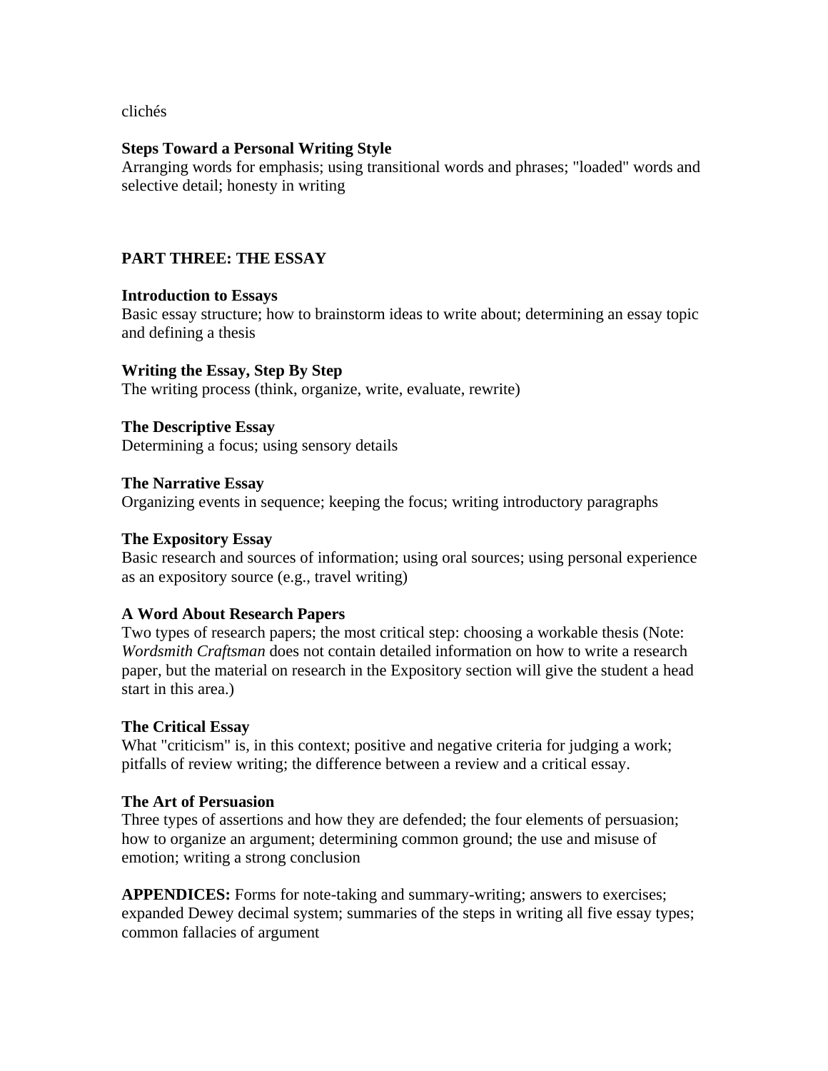clichés

**Steps Toward a Personal Writing Style**
Arranging words for emphasis; using transitional words and phrases; "loaded" words and selective detail; honesty in writing

## PART THREE: THE ESSAY

**Introduction to Essays**
Basic essay structure; how to brainstorm ideas to write about; determining an essay topic and defining a thesis

**Writing the Essay, Step By Step**
The writing process (think, organize, write, evaluate, rewrite)

**The Descriptive Essay**
Determining a focus; using sensory details

**The Narrative Essay**
Organizing events in sequence; keeping the focus; writing introductory paragraphs

**The Expository Essay**
Basic research and sources of information; using oral sources; using personal experience as an expository source (e.g., travel writing)

**A Word About Research Papers**
Two types of research papers; the most critical step: choosing a workable thesis (Note: *Wordsmith Craftsman* does not contain detailed information on how to write a research paper, but the material on research in the Expository section will give the student a head start in this area.)

**The Critical Essay**
What "criticism" is, in this context; positive and negative criteria for judging a work; pitfalls of review writing; the difference between a review and a critical essay.

**The Art of Persuasion**
Three types of assertions and how they are defended; the four elements of persuasion; how to organize an argument; determining common ground; the use and misuse of emotion; writing a strong conclusion

**APPENDICES:** Forms for note-taking and summary-writing; answers to exercises; expanded Dewey decimal system; summaries of the steps in writing all five essay types; common fallacies of argument